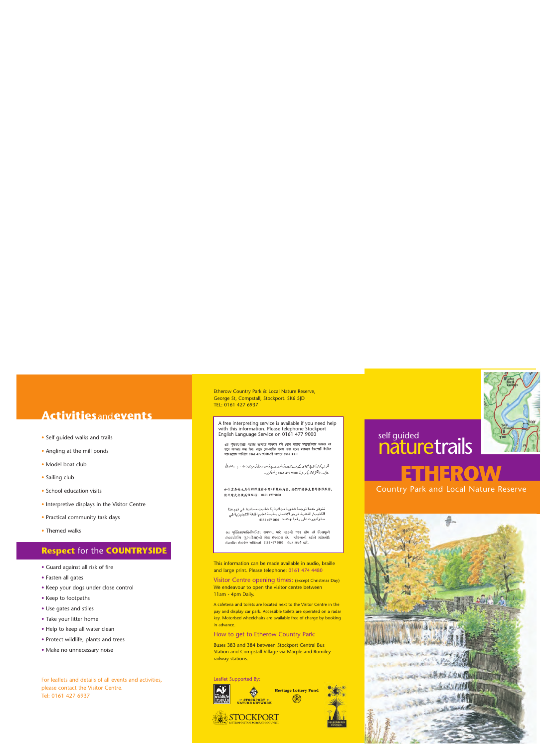## **Activities** and **events**

- Self guided walks and trails
- Angling at the mill ponds
- Model boat club
- Sailing club
- School education visits
- Interpretive displays in the Visitor Centre
- Practical community task days
- Themed walks

## **Respect** for the **COUNTRYSIDE**

- Guard against all risk of fire
- Fasten all gates
- Keep your dogs under close control
- Keep to footpaths
- Use gates and stiles
- Take your litter home
- Help to keep all water clean
- Protect wildlife, plants and trees
- Make no unnecessary noise

For leaflets and details of all events and activities, please contact the Visitor Centre.
Tel: 0161 427 6937

Etherow Country Park & Local Nature Reserve,
George St, Compstall, Stockport. SK6 5JD
TEL: 0161 427 6937

A free interpreting service is available if you need help with this information. Please telephone Stockport English Language Service on 0161 477 9000

এই পুস্তিকা/প্রচারপত্রটির ব্যাপারে আপনার যদি কোন সাহায্য সহযোগিতার দরকার হয় তবে আপনার জন্য বিনা খরচে দোভাষীর ব্যবস্থা করা হবে। স্টকপোর্ট ইংলিশ ল্যাংগুয়েজ সার্ভিসে 0161 477 9000 এই নাম্বারে ফোন করুন।

اگر آپ کو اس کتابچے/لیف لیٹ کے بارے میں مدد کی ضرورت ہے تو مفت ترجمانی کی سروس دستیاب ہے۔ براہ مہربانی سٹاکپورٹ انگلش لینگویج سروس کو 0161 477 9000 پر فون کریں۔

如你需要他人幫你翻譯這份手冊/單張的內容，我們可提供免費的傳譯服務，請致電史托克港英語服務：0161 477 9000

تتوفر خدمة ترجمة شفوية مجانية إذا تطلبت مساعدة في فهم هذا الكتيب/النشرة. نرجو الاتصال بخدمة تعليم اللغة الانجليزية في ستوكبورت على رقم الهاتف 0161 477 9000

આ પુસ્તિકા/માહિતીપત્રિકા સમજવા માટે મદદની જરૂર હોય તો વિનામૂલ્યે ઇન્ટરપ્રીટિંગ (દુભાષિયા)ની સેવા ઉપલબ્ધ છે. મહેરબાની કરીને સ્ટોકપોર્ટ ઇંગ્લીશ લેંગ્વેજ સર્વિસનો 0161 477 9000 ઉપર સંપર્ક કરો.

This information can be made available in audio, braille and large print. Please telephone: 0161 474 4480

**Visitor Centre opening times:** (except Christmas Day)
We endeavour to open the visitor centre between 11am - 4pm Daily.

A cafeteria and toilets are located next to the Visitor Centre in the pay and display car park. Accessible toilets are operated on a radar key. Motorised wheelchairs are available free of charge by booking in advance.

**How to get to Etherow Country Park:**

Buses 383 and 384 between Stockport Central Bus Station and Compstall Village via Marple and Romiley railway stations.

Leaflet Supported By:

The Wildlife Trusts Cheshire · Stockport Nature Network · Heritage Lottery Fund · Stockport Metropolitan Borough Council · Millennium Festival

# self guided naturetrails

# ETHEROW

## Country Park and Local Nature Reserve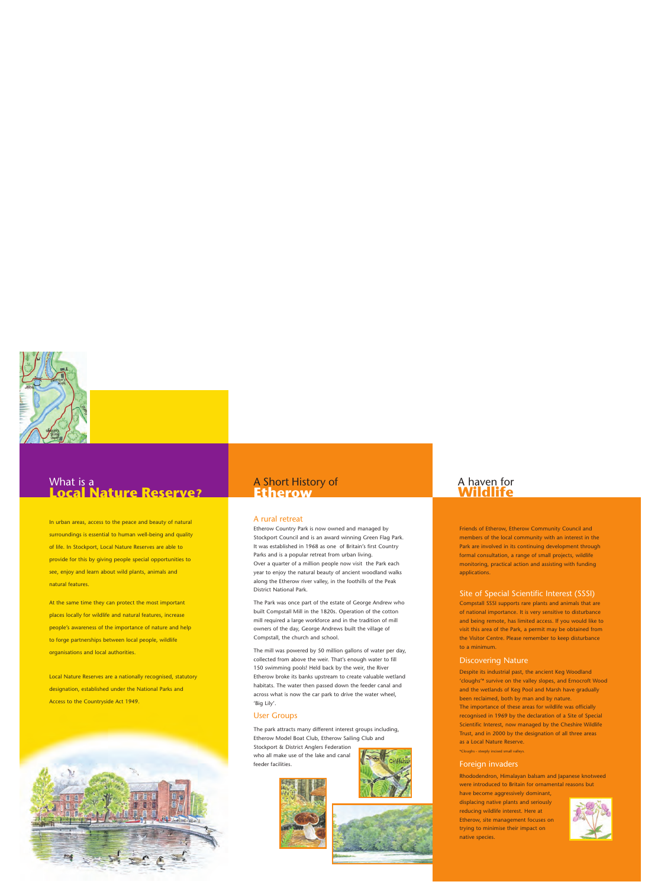## What is a **Local Nature Reserve?**

In urban areas, access to the peace and beauty of natural surroundings is essential to human well-being and quality of life. In Stockport, Local Nature Reserves are able to provide for this by giving people special opportunities to see, enjoy and learn about wild plants, animals and natural features.

At the same time they can protect the most important places locally for wildlife and natural features, increase people's awareness of the importance of nature and help to forge partnerships between local people, wildlife organisations and local authorities.

Local Nature Reserves are a nationally recognised, statutory designation, established under the National Parks and Access to the Countryside Act 1949.

## A Short History of **Etherow**

### A rural retreat

Etherow Country Park is now owned and managed by Stockport Council and is an award winning Green Flag Park. It was established in 1968 as one of Britain's first Country Parks and is a popular retreat from urban living.
Over a quarter of a million people now visit the Park each year to enjoy the natural beauty of ancient woodland walks along the Etherow river valley, in the foothills of the Peak District National Park.

The Park was once part of the estate of George Andrew who built Compstall Mill in the 1820s. Operation of the cotton mill required a large workforce and in the tradition of mill owners of the day, George Andrews built the village of Compstall, the church and school.

The mill was powered by 50 million gallons of water per day, collected from above the weir. That's enough water to fill 150 swimming pools! Held back by the weir, the River Etherow broke its banks upstream to create valuable wetland habitats. The water then passed down the feeder canal and across what is now the car park to drive the water wheel, 'Big Lily'.

### User Groups

The park attracts many different interest groups including, Etherow Model Boat Club, Etherow Sailing Club and Stockport & District Anglers Federation who all make use of the lake and canal feeder facilities.

Chiffchaf

## A haven for **Wildlife**

Friends of Etherow, Etherow Community Council and members of the local community with an interest in the Park are involved in its continuing development through formal consultation, a range of small projects, wildlife monitoring, practical action and assisting with funding applications.

### Site of Special Scientific Interest (SSSI)

Compstall SSSI supports rare plants and animals that are of national importance. It is very sensitive to disturbance and being remote, has limited access. If you would like to visit this area of the Park, a permit may be obtained from the Visitor Centre. Please remember to keep disturbance to a minimum.

### Discovering Nature

Despite its industrial past, the ancient Keg Woodland 'cloughs'* survive on the valley slopes, and Ernocroft Wood and the wetlands of Keg Pool and Marsh have gradually been reclaimed, both by man and by nature.
The importance of these areas for wildlife was officially recognised in 1969 by the declaration of a Site of Special Scientific Interest, now managed by the Cheshire Wildlife Trust, and in 2000 by the designation of all three areas as a Local Nature Reserve.

*Cloughs - steeply incised small valleys.

### Foreign invaders

Rhododendron, Himalayan balsam and Japanese knotweed were introduced to Britain for ornamental reasons but have become aggressively dominant, displacing native plants and seriously reducing wildlife interest. Here at Etherow, site management focuses on trying to minimise their impact on native species.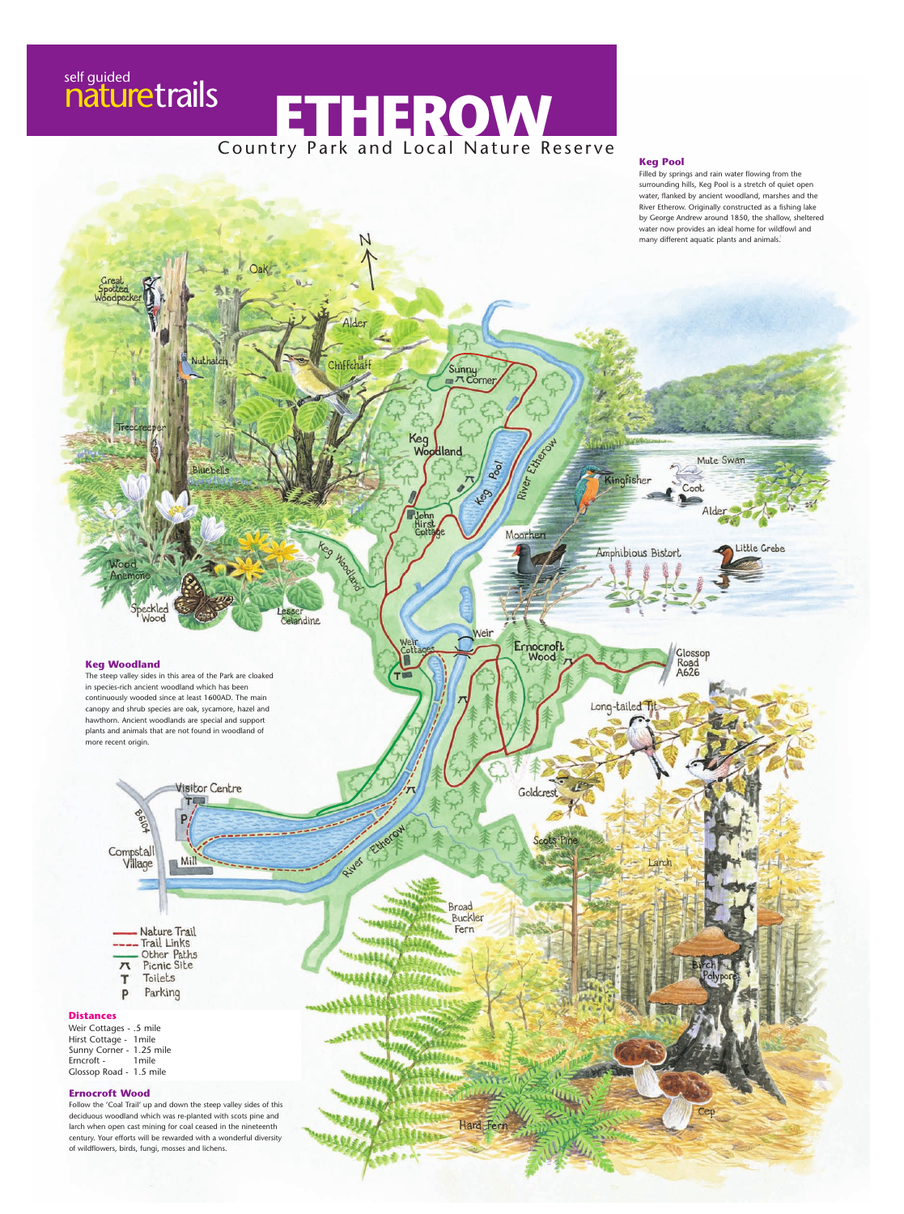self guided naturetrails

# ETHEROW

Country Park and Local Nature Reserve

### Keg Pool

Filled by springs and rain water flowing from the surrounding hills, Keg Pool is a stretch of quiet open water, flanked by ancient woodland, marshes and the River Etherow. Originally constructed as a fishing lake by George Andrew around 1850, the shallow, sheltered water now provides an ideal home for wildfowl and many different aquatic plants and animals.

### Keg Woodland

The steep valley sides in this area of the Park are cloaked in species-rich ancient woodland which has been continuously wooded since at least 1600AD. The main canopy and shrub species are oak, sycamore, hazel and hawthorn. Ancient woodlands are special and support plants and animals that are not found in woodland of more recent origin.

Nature Trail
Trail Links
Other Paths
Picnic Site
Toilets
Parking

### Distances

Weir Cottages - .5 mile
Hirst Cottage - 1mile
Sunny Corner - 1.25 mile
Erncroft - 1mile
Glossop Road - 1.5 mile

### Ernocroft Wood

Follow the 'Coal Trail' up and down the steep valley sides of this deciduous woodland which was re-planted with scots pine and larch when open cast mining for coal ceased in the nineteenth century. Your efforts will be rewarded with a wonderful diversity of wildflowers, birds, fungi, mosses and lichens.